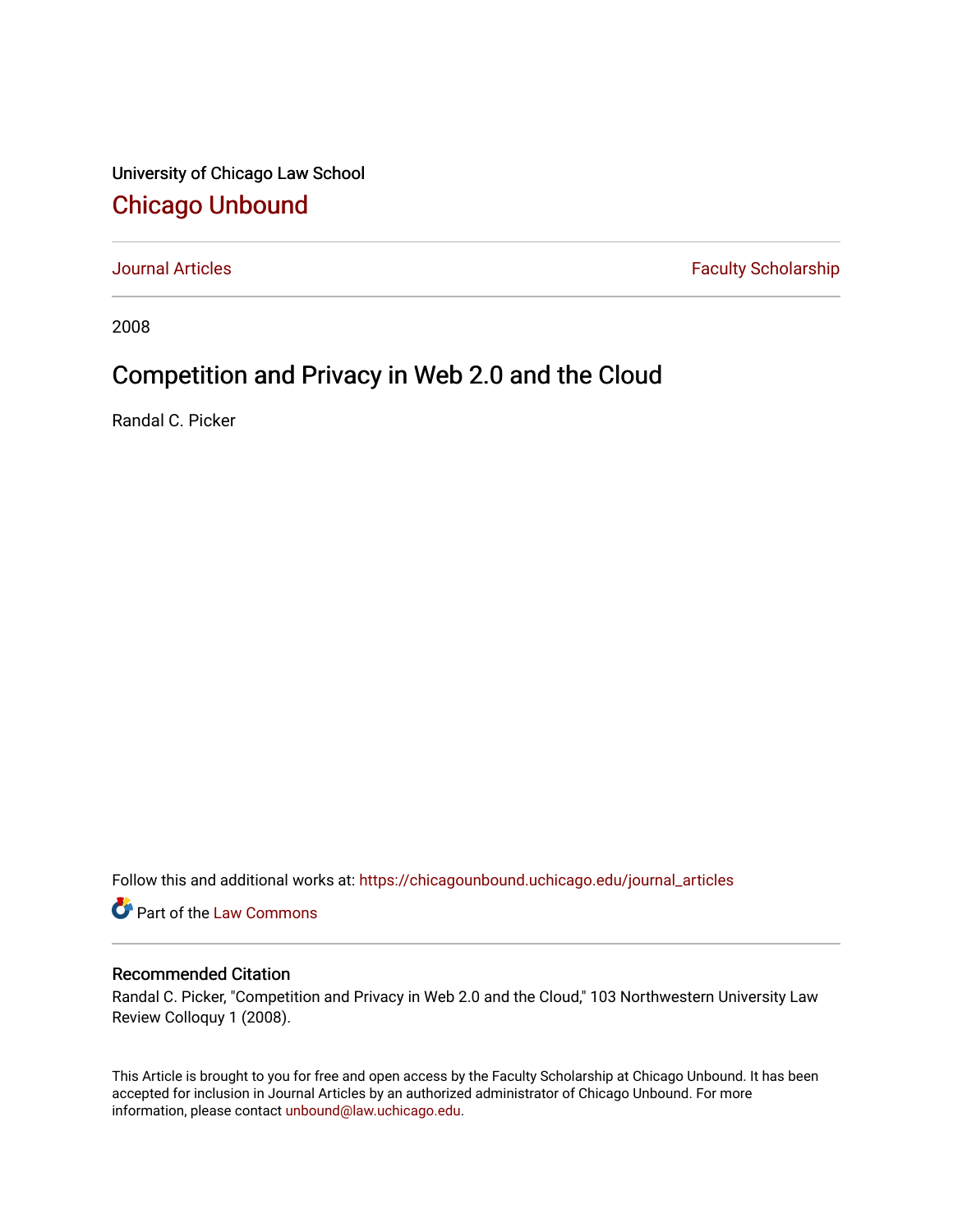University of Chicago Law School

## Chicago Unbound

Journal Articles | Faculty Scholarship

2008

# Competition and Privacy in Web 2.0 and the Cloud

Randal C. Picker

Follow this and additional works at: https://chicagounbound.uchicago.edu/journal_articles

Part of the Law Commons

### Recommended Citation

Randal C. Picker, "Competition and Privacy in Web 2.0 and the Cloud," 103 Northwestern University Law Review Colloquy 1 (2008).

This Article is brought to you for free and open access by the Faculty Scholarship at Chicago Unbound. It has been accepted for inclusion in Journal Articles by an authorized administrator of Chicago Unbound. For more information, please contact unbound@law.uchicago.edu.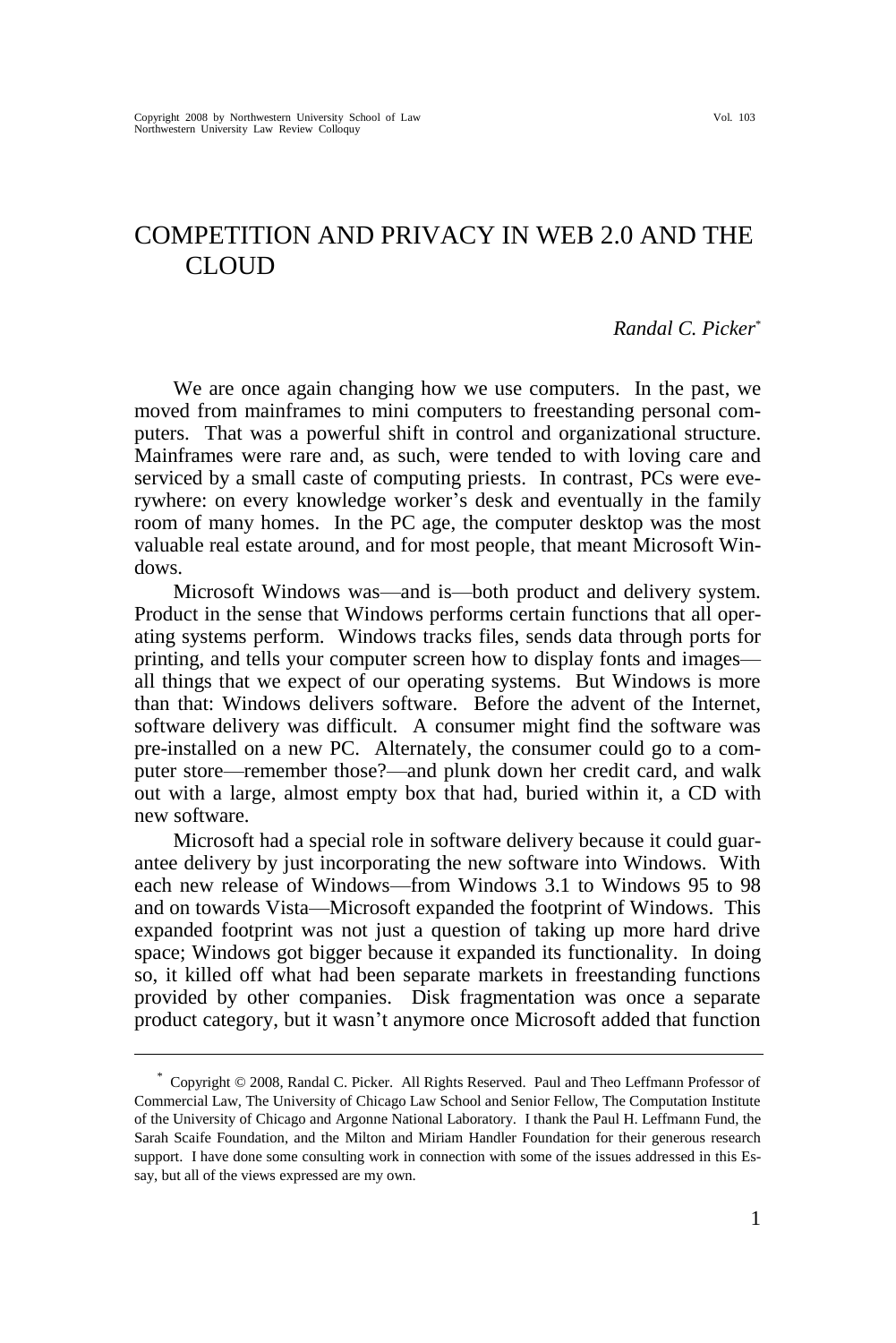# COMPETITION AND PRIVACY IN WEB 2.0 AND THE CLOUD

*Randal C. Picker*[*]

We are once again changing how we use computers. In the past, we moved from mainframes to mini computers to freestanding personal computers. That was a powerful shift in control and organizational structure. Mainframes were rare and, as such, were tended to with loving care and serviced by a small caste of computing priests. In contrast, PCs were everywhere: on every knowledge worker's desk and eventually in the family room of many homes. In the PC age, the computer desktop was the most valuable real estate around, and for most people, that meant Microsoft Windows.

Microsoft Windows was—and is—both product and delivery system. Product in the sense that Windows performs certain functions that all operating systems perform. Windows tracks files, sends data through ports for printing, and tells your computer screen how to display fonts and images—all things that we expect of our operating systems. But Windows is more than that: Windows delivers software. Before the advent of the Internet, software delivery was difficult. A consumer might find the software was pre-installed on a new PC. Alternately, the consumer could go to a computer store—remember those?—and plunk down her credit card, and walk out with a large, almost empty box that had, buried within it, a CD with new software.

Microsoft had a special role in software delivery because it could guarantee delivery by just incorporating the new software into Windows. With each new release of Windows—from Windows 3.1 to Windows 95 to 98 and on towards Vista—Microsoft expanded the footprint of Windows. This expanded footprint was not just a question of taking up more hard drive space; Windows got bigger because it expanded its functionality. In doing so, it killed off what had been separate markets in freestanding functions provided by other companies. Disk fragmentation was once a separate product category, but it wasn't anymore once Microsoft added that function

---

[*] Copyright © 2008, Randal C. Picker. All Rights Reserved. Paul and Theo Leffmann Professor of Commercial Law, The University of Chicago Law School and Senior Fellow, The Computation Institute of the University of Chicago and Argonne National Laboratory. I thank the Paul H. Leffmann Fund, the Sarah Scaife Foundation, and the Milton and Miriam Handler Foundation for their generous research support. I have done some consulting work in connection with some of the issues addressed in this Essay, but all of the views expressed are my own.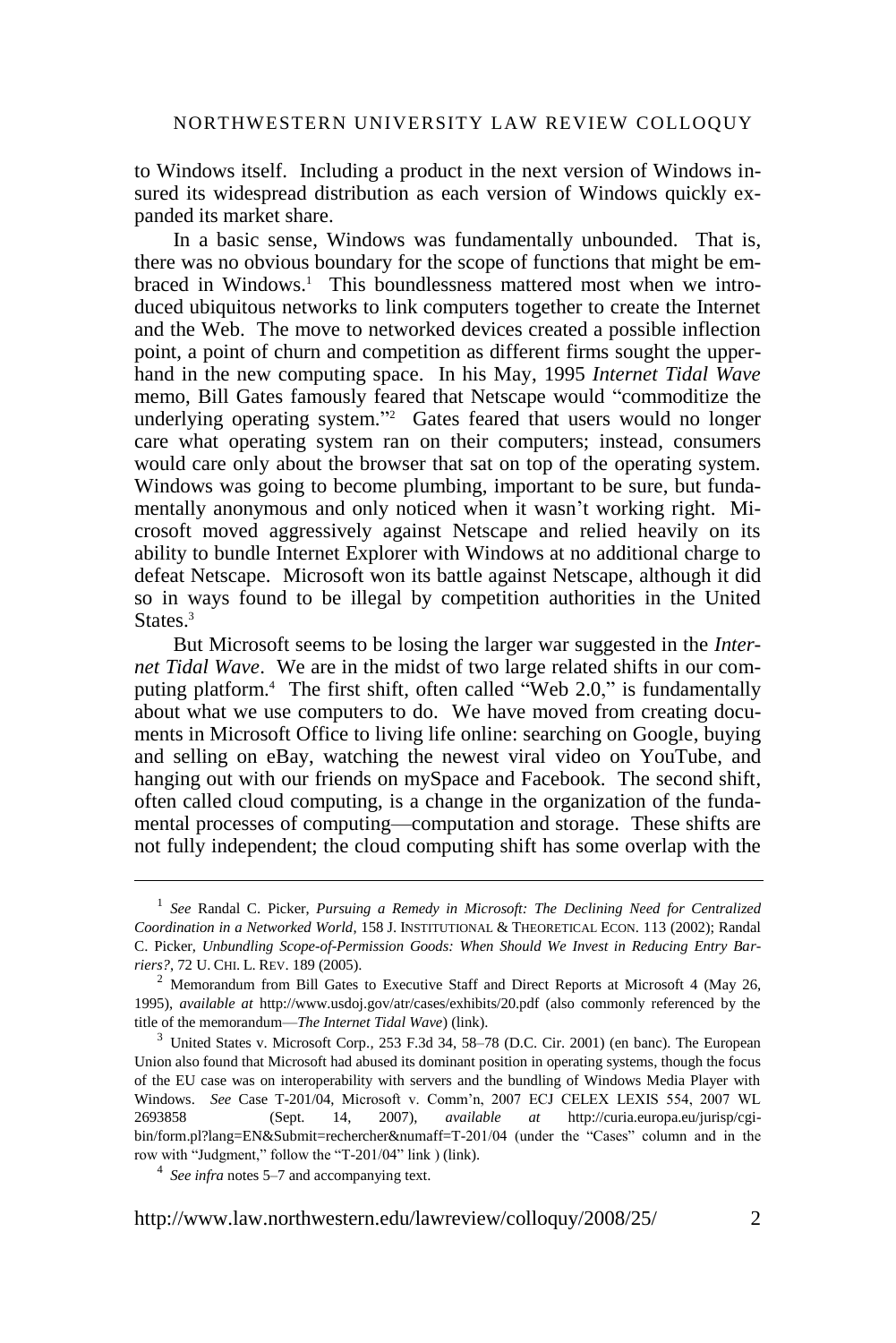to Windows itself. Including a product in the next version of Windows insured its widespread distribution as each version of Windows quickly expanded its market share.

In a basic sense, Windows was fundamentally unbounded. That is, there was no obvious boundary for the scope of functions that might be embraced in Windows.[1] This boundlessness mattered most when we introduced ubiquitous networks to link computers together to create the Internet and the Web. The move to networked devices created a possible inflection point, a point of churn and competition as different firms sought the upperhand in the new computing space. In his May, 1995 *Internet Tidal Wave* memo, Bill Gates famously feared that Netscape would "commoditize the underlying operating system."[2] Gates feared that users would no longer care what operating system ran on their computers; instead, consumers would care only about the browser that sat on top of the operating system. Windows was going to become plumbing, important to be sure, but fundamentally anonymous and only noticed when it wasn't working right. Microsoft moved aggressively against Netscape and relied heavily on its ability to bundle Internet Explorer with Windows at no additional charge to defeat Netscape. Microsoft won its battle against Netscape, although it did so in ways found to be illegal by competition authorities in the United States.[3]

But Microsoft seems to be losing the larger war suggested in the *Internet Tidal Wave*. We are in the midst of two large related shifts in our computing platform.[4] The first shift, often called "Web 2.0," is fundamentally about what we use computers to do. We have moved from creating documents in Microsoft Office to living life online: searching on Google, buying and selling on eBay, watching the newest viral video on YouTube, and hanging out with our friends on mySpace and Facebook. The second shift, often called cloud computing, is a change in the organization of the fundamental processes of computing—computation and storage. These shifts are not fully independent; the cloud computing shift has some overlap with the

---

[1] *See* Randal C. Picker, *Pursuing a Remedy in Microsoft: The Declining Need for Centralized Coordination in a Networked World*, 158 J. INSTITUTIONAL & THEORETICAL ECON. 113 (2002); Randal C. Picker, *Unbundling Scope-of-Permission Goods: When Should We Invest in Reducing Entry Barriers?*, 72 U. CHI. L. REV. 189 (2005).

[2] Memorandum from Bill Gates to Executive Staff and Direct Reports at Microsoft 4 (May 26, 1995), *available at* http://www.usdoj.gov/atr/cases/exhibits/20.pdf (also commonly referenced by the title of the memorandum—*The Internet Tidal Wave*) (link).

[3] United States v. Microsoft Corp., 253 F.3d 34, 58–78 (D.C. Cir. 2001) (en banc). The European Union also found that Microsoft had abused its dominant position in operating systems, though the focus of the EU case was on interoperability with servers and the bundling of Windows Media Player with Windows. *See* Case T-201/04, Microsoft v. Comm'n, 2007 ECJ CELEX LEXIS 554, 2007 WL 2693858 (Sept. 14, 2007), *available at* http://curia.europa.eu/jurisp/cgi-bin/form.pl?lang=EN&Submit=rechercher&numaff=T-201/04 (under the "Cases" column and in the row with "Judgment," follow the "T-201/04" link ) (link).

[4] *See infra* notes 5–7 and accompanying text.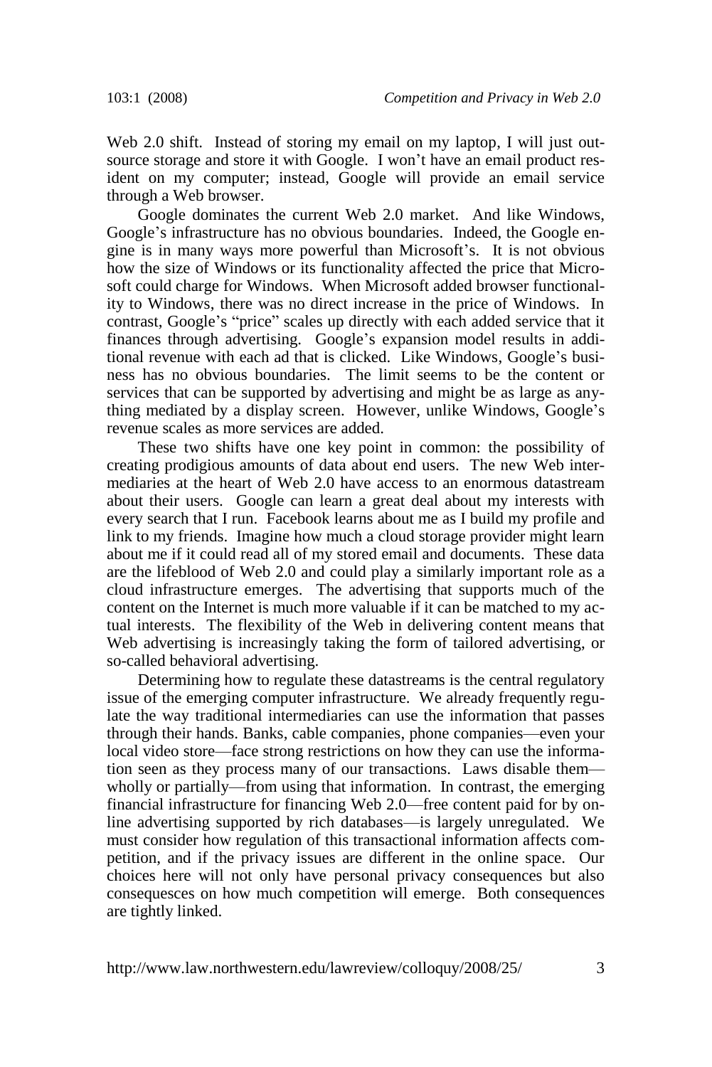Web 2.0 shift. Instead of storing my email on my laptop, I will just outsource storage and store it with Google. I won't have an email product resident on my computer; instead, Google will provide an email service through a Web browser.

Google dominates the current Web 2.0 market. And like Windows, Google's infrastructure has no obvious boundaries. Indeed, the Google engine is in many ways more powerful than Microsoft's. It is not obvious how the size of Windows or its functionality affected the price that Microsoft could charge for Windows. When Microsoft added browser functionality to Windows, there was no direct increase in the price of Windows. In contrast, Google's "price" scales up directly with each added service that it finances through advertising. Google's expansion model results in additional revenue with each ad that is clicked. Like Windows, Google's business has no obvious boundaries. The limit seems to be the content or services that can be supported by advertising and might be as large as anything mediated by a display screen. However, unlike Windows, Google's revenue scales as more services are added.

These two shifts have one key point in common: the possibility of creating prodigious amounts of data about end users. The new Web intermediaries at the heart of Web 2.0 have access to an enormous datastream about their users. Google can learn a great deal about my interests with every search that I run. Facebook learns about me as I build my profile and link to my friends. Imagine how much a cloud storage provider might learn about me if it could read all of my stored email and documents. These data are the lifeblood of Web 2.0 and could play a similarly important role as a cloud infrastructure emerges. The advertising that supports much of the content on the Internet is much more valuable if it can be matched to my actual interests. The flexibility of the Web in delivering content means that Web advertising is increasingly taking the form of tailored advertising, or so-called behavioral advertising.

Determining how to regulate these datastreams is the central regulatory issue of the emerging computer infrastructure. We already frequently regulate the way traditional intermediaries can use the information that passes through their hands. Banks, cable companies, phone companies—even your local video store—face strong restrictions on how they can use the information seen as they process many of our transactions. Laws disable them—wholly or partially—from using that information. In contrast, the emerging financial infrastructure for financing Web 2.0—free content paid for by online advertising supported by rich databases—is largely unregulated. We must consider how regulation of this transactional information affects competition, and if the privacy issues are different in the online space. Our choices here will not only have personal privacy consequences but also consequesces on how much competition will emerge. Both consequences are tightly linked.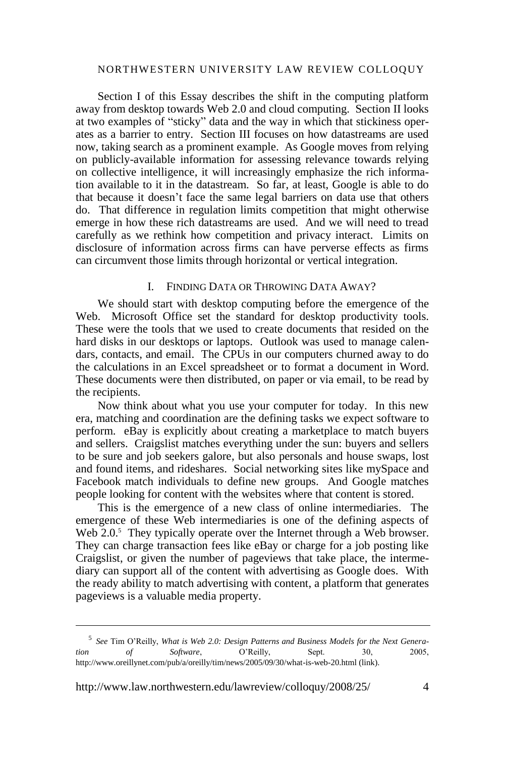Section I of this Essay describes the shift in the computing platform away from desktop towards Web 2.0 and cloud computing. Section II looks at two examples of "sticky" data and the way in which that stickiness operates as a barrier to entry. Section III focuses on how datastreams are used now, taking search as a prominent example. As Google moves from relying on publicly-available information for assessing relevance towards relying on collective intelligence, it will increasingly emphasize the rich information available to it in the datastream. So far, at least, Google is able to do that because it doesn't face the same legal barriers on data use that others do. That difference in regulation limits competition that might otherwise emerge in how these rich datastreams are used. And we will need to tread carefully as we rethink how competition and privacy interact. Limits on disclosure of information across firms can have perverse effects as firms can circumvent those limits through horizontal or vertical integration.

## I. FINDING DATA OR THROWING DATA AWAY?

We should start with desktop computing before the emergence of the Web. Microsoft Office set the standard for desktop productivity tools. These were the tools that we used to create documents that resided on the hard disks in our desktops or laptops. Outlook was used to manage calendars, contacts, and email. The CPUs in our computers churned away to do the calculations in an Excel spreadsheet or to format a document in Word. These documents were then distributed, on paper or via email, to be read by the recipients.

Now think about what you use your computer for today. In this new era, matching and coordination are the defining tasks we expect software to perform. eBay is explicitly about creating a marketplace to match buyers and sellers. Craigslist matches everything under the sun: buyers and sellers to be sure and job seekers galore, but also personals and house swaps, lost and found items, and rideshares. Social networking sites like mySpace and Facebook match individuals to define new groups. And Google matches people looking for content with the websites where that content is stored.

This is the emergence of a new class of online intermediaries. The emergence of these Web intermediaries is one of the defining aspects of Web 2.0.[5] They typically operate over the Internet through a Web browser. They can charge transaction fees like eBay or charge for a job posting like Craigslist, or given the number of pageviews that take place, the intermediary can support all of the content with advertising as Google does. With the ready ability to match advertising with content, a platform that generates pageviews is a valuable media property.

---

[5] *See* Tim O'Reilly, *What is Web 2.0: Design Patterns and Business Models for the Next Generation of Software*, O'Reilly, Sept. 30, 2005, http://www.oreillynet.com/pub/a/oreilly/tim/news/2005/09/30/what-is-web-20.html (link).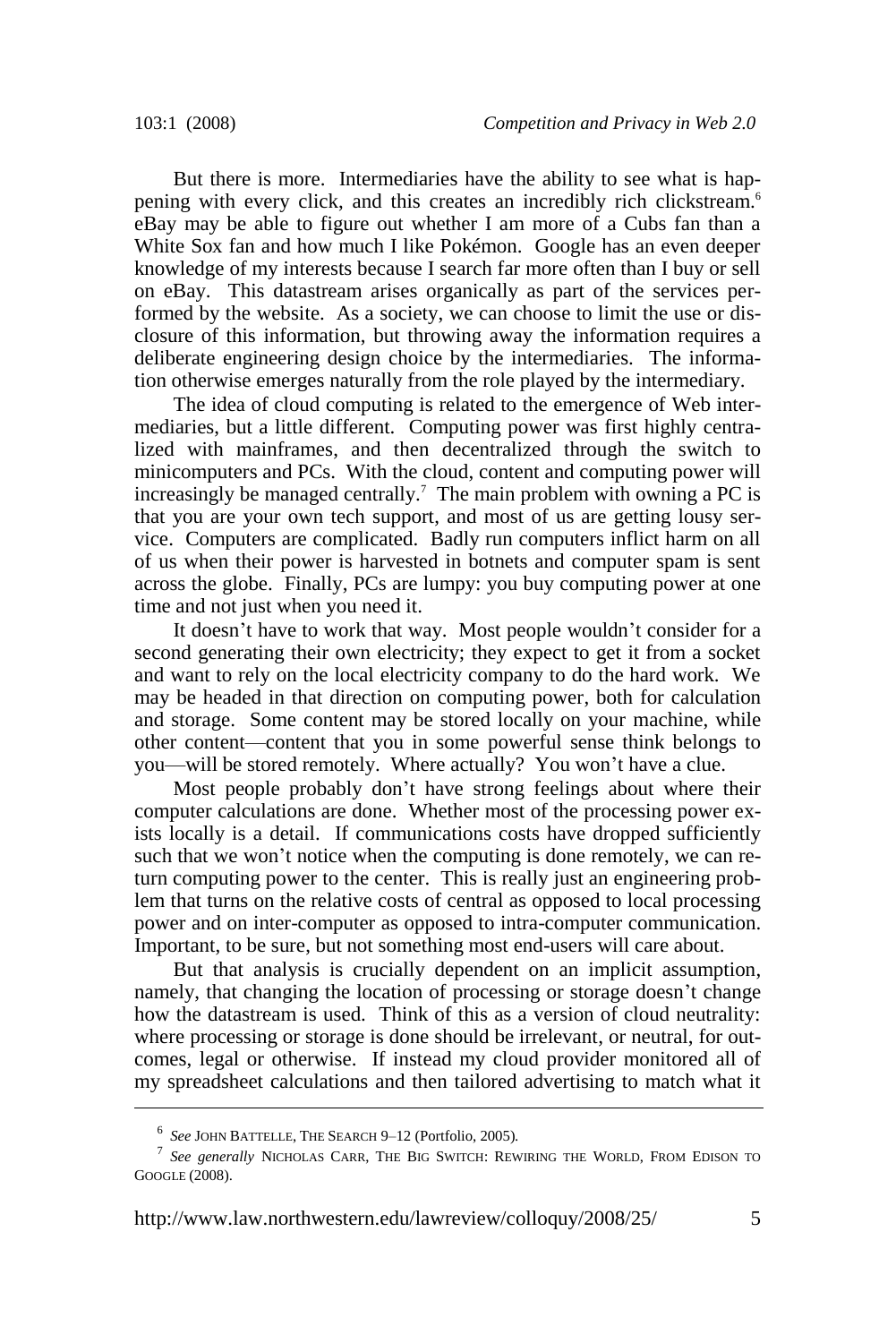But there is more. Intermediaries have the ability to see what is happening with every click, and this creates an incredibly rich clickstream.[6] eBay may be able to figure out whether I am more of a Cubs fan than a White Sox fan and how much I like Pokémon. Google has an even deeper knowledge of my interests because I search far more often than I buy or sell on eBay. This datastream arises organically as part of the services performed by the website. As a society, we can choose to limit the use or disclosure of this information, but throwing away the information requires a deliberate engineering design choice by the intermediaries. The information otherwise emerges naturally from the role played by the intermediary.

The idea of cloud computing is related to the emergence of Web intermediaries, but a little different. Computing power was first highly centralized with mainframes, and then decentralized through the switch to minicomputers and PCs. With the cloud, content and computing power will increasingly be managed centrally.[7] The main problem with owning a PC is that you are your own tech support, and most of us are getting lousy service. Computers are complicated. Badly run computers inflict harm on all of us when their power is harvested in botnets and computer spam is sent across the globe. Finally, PCs are lumpy: you buy computing power at one time and not just when you need it.

It doesn't have to work that way. Most people wouldn't consider for a second generating their own electricity; they expect to get it from a socket and want to rely on the local electricity company to do the hard work. We may be headed in that direction on computing power, both for calculation and storage. Some content may be stored locally on your machine, while other content—content that you in some powerful sense think belongs to you—will be stored remotely. Where actually? You won't have a clue.

Most people probably don't have strong feelings about where their computer calculations are done. Whether most of the processing power exists locally is a detail. If communications costs have dropped sufficiently such that we won't notice when the computing is done remotely, we can return computing power to the center. This is really just an engineering problem that turns on the relative costs of central as opposed to local processing power and on inter-computer as opposed to intra-computer communication. Important, to be sure, but not something most end-users will care about.

But that analysis is crucially dependent on an implicit assumption, namely, that changing the location of processing or storage doesn't change how the datastream is used. Think of this as a version of cloud neutrality: where processing or storage is done should be irrelevant, or neutral, for outcomes, legal or otherwise. If instead my cloud provider monitored all of my spreadsheet calculations and then tailored advertising to match what it

---

[6] *See* JOHN BATTELLE, THE SEARCH 9–12 (Portfolio, 2005).

[7] *See generally* NICHOLAS CARR, THE BIG SWITCH: REWIRING THE WORLD, FROM EDISON TO GOOGLE (2008).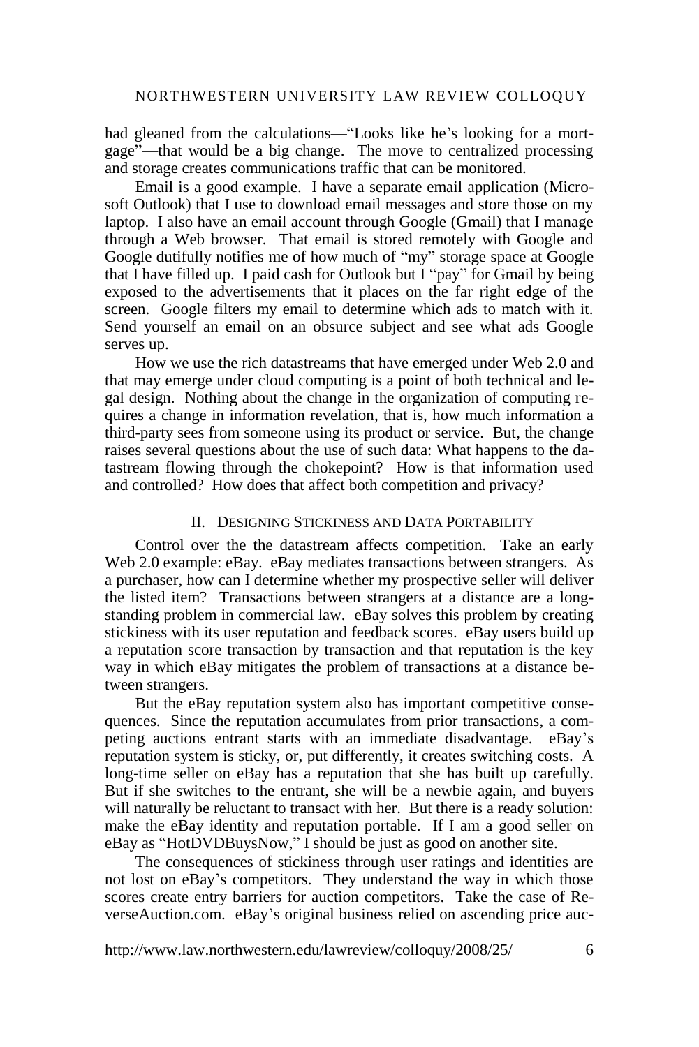had gleaned from the calculations—"Looks like he's looking for a mortgage"—that would be a big change. The move to centralized processing and storage creates communications traffic that can be monitored.

Email is a good example. I have a separate email application (Microsoft Outlook) that I use to download email messages and store those on my laptop. I also have an email account through Google (Gmail) that I manage through a Web browser. That email is stored remotely with Google and Google dutifully notifies me of how much of "my" storage space at Google that I have filled up. I paid cash for Outlook but I "pay" for Gmail by being exposed to the advertisements that it places on the far right edge of the screen. Google filters my email to determine which ads to match with it. Send yourself an email on an obsurce subject and see what ads Google serves up.

How we use the rich datastreams that have emerged under Web 2.0 and that may emerge under cloud computing is a point of both technical and legal design. Nothing about the change in the organization of computing requires a change in information revelation, that is, how much information a third-party sees from someone using its product or service. But, the change raises several questions about the use of such data: What happens to the datastream flowing through the chokepoint? How is that information used and controlled? How does that affect both competition and privacy?

## II. DESIGNING STICKINESS AND DATA PORTABILITY

Control over the the datastream affects competition. Take an early Web 2.0 example: eBay. eBay mediates transactions between strangers. As a purchaser, how can I determine whether my prospective seller will deliver the listed item? Transactions between strangers at a distance are a longstanding problem in commercial law. eBay solves this problem by creating stickiness with its user reputation and feedback scores. eBay users build up a reputation score transaction by transaction and that reputation is the key way in which eBay mitigates the problem of transactions at a distance between strangers.

But the eBay reputation system also has important competitive consequences. Since the reputation accumulates from prior transactions, a competing auctions entrant starts with an immediate disadvantage. eBay's reputation system is sticky, or, put differently, it creates switching costs. A long-time seller on eBay has a reputation that she has built up carefully. But if she switches to the entrant, she will be a newbie again, and buyers will naturally be reluctant to transact with her. But there is a ready solution: make the eBay identity and reputation portable. If I am a good seller on eBay as "HotDVDBuysNow," I should be just as good on another site.

The consequences of stickiness through user ratings and identities are not lost on eBay's competitors. They understand the way in which those scores create entry barriers for auction competitors. Take the case of ReverseAuction.com. eBay's original business relied on ascending price auc-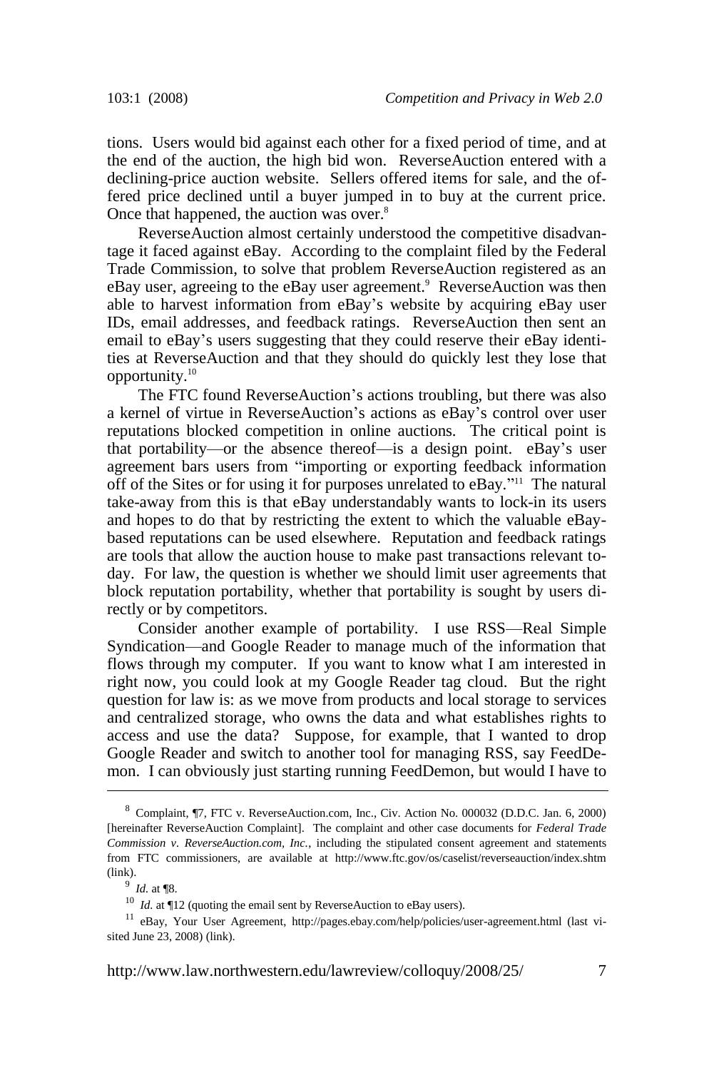tions. Users would bid against each other for a fixed period of time, and at the end of the auction, the high bid won. ReverseAuction entered with a declining-price auction website. Sellers offered items for sale, and the offered price declined until a buyer jumped in to buy at the current price. Once that happened, the auction was over.[8]

ReverseAuction almost certainly understood the competitive disadvantage it faced against eBay. According to the complaint filed by the Federal Trade Commission, to solve that problem ReverseAuction registered as an eBay user, agreeing to the eBay user agreement.[9] ReverseAuction was then able to harvest information from eBay's website by acquiring eBay user IDs, email addresses, and feedback ratings. ReverseAuction then sent an email to eBay's users suggesting that they could reserve their eBay identities at ReverseAuction and that they should do quickly lest they lose that opportunity.[10]

The FTC found ReverseAuction's actions troubling, but there was also a kernel of virtue in ReverseAuction's actions as eBay's control over user reputations blocked competition in online auctions. The critical point is that portability—or the absence thereof—is a design point. eBay's user agreement bars users from "importing or exporting feedback information off of the Sites or for using it for purposes unrelated to eBay."[11] The natural take-away from this is that eBay understandably wants to lock-in its users and hopes to do that by restricting the extent to which the valuable eBay-based reputations can be used elsewhere. Reputation and feedback ratings are tools that allow the auction house to make past transactions relevant today. For law, the question is whether we should limit user agreements that block reputation portability, whether that portability is sought by users directly or by competitors.

Consider another example of portability. I use RSS—Real Simple Syndication—and Google Reader to manage much of the information that flows through my computer. If you want to know what I am interested in right now, you could look at my Google Reader tag cloud. But the right question for law is: as we move from products and local storage to services and centralized storage, who owns the data and what establishes rights to access and use the data? Suppose, for example, that I wanted to drop Google Reader and switch to another tool for managing RSS, say FeedDemon. I can obviously just starting running FeedDemon, but would I have to

---

[8] Complaint, ¶7, FTC v. ReverseAuction.com, Inc., Civ. Action No. 000032 (D.D.C. Jan. 6, 2000) [hereinafter ReverseAuction Complaint]. The complaint and other case documents for *Federal Trade Commission v. ReverseAuction.com, Inc.*, including the stipulated consent agreement and statements from FTC commissioners, are available at http://www.ftc.gov/os/caselist/reverseauction/index.shtm (link).

[9] *Id.* at ¶8.

[10] *Id.* at ¶12 (quoting the email sent by ReverseAuction to eBay users).

[11] eBay, Your User Agreement, http://pages.ebay.com/help/policies/user-agreement.html (last visited June 23, 2008) (link).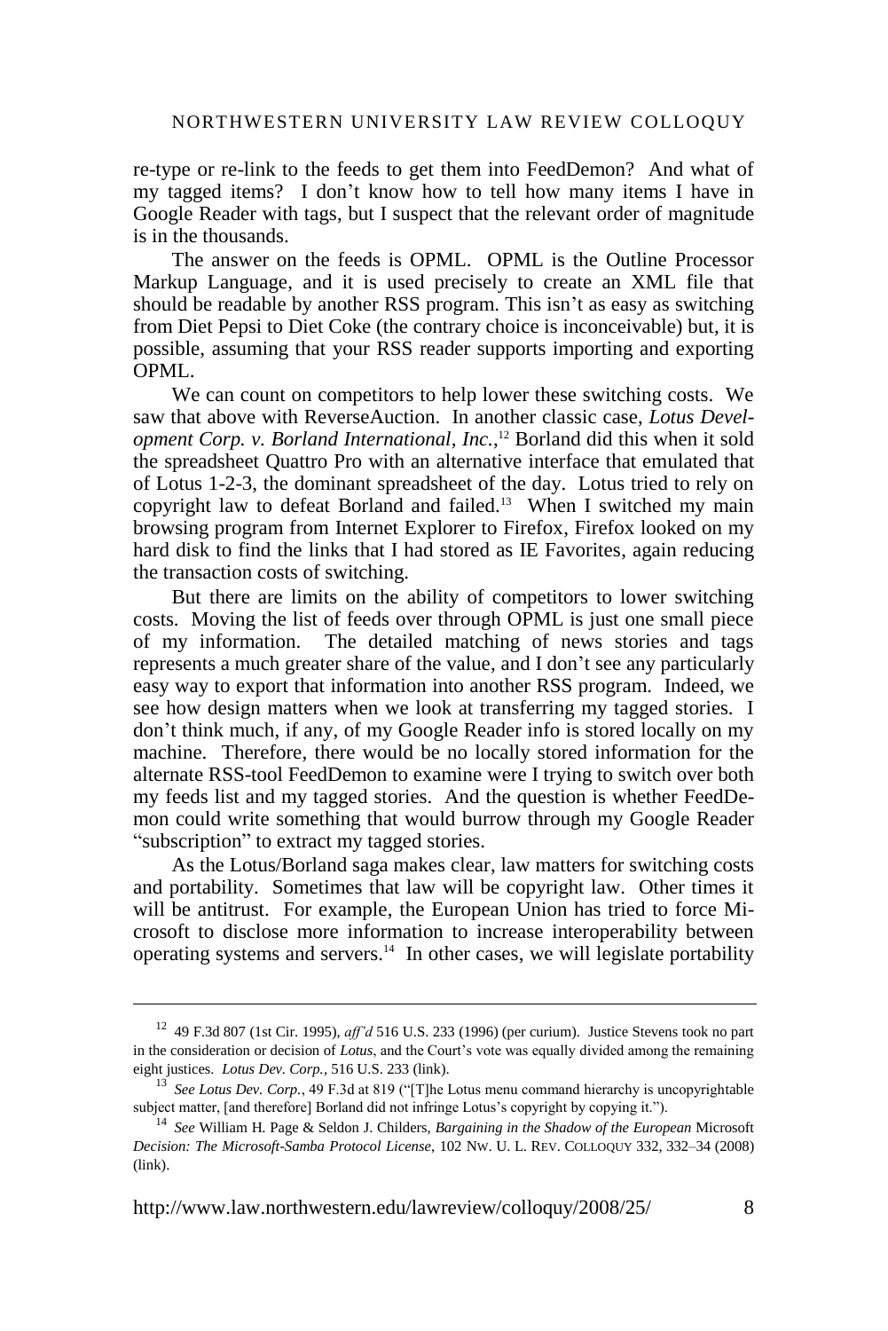re-type or re-link to the feeds to get them into FeedDemon? And what of my tagged items? I don't know how to tell how many items I have in Google Reader with tags, but I suspect that the relevant order of magnitude is in the thousands.

The answer on the feeds is OPML. OPML is the Outline Processor Markup Language, and it is used precisely to create an XML file that should be readable by another RSS program. This isn't as easy as switching from Diet Pepsi to Diet Coke (the contrary choice is inconceivable) but, it is possible, assuming that your RSS reader supports importing and exporting OPML.

We can count on competitors to help lower these switching costs. We saw that above with ReverseAuction. In another classic case, *Lotus Development Corp. v. Borland International, Inc.*,[12] Borland did this when it sold the spreadsheet Quattro Pro with an alternative interface that emulated that of Lotus 1-2-3, the dominant spreadsheet of the day. Lotus tried to rely on copyright law to defeat Borland and failed.[13] When I switched my main browsing program from Internet Explorer to Firefox, Firefox looked on my hard disk to find the links that I had stored as IE Favorites, again reducing the transaction costs of switching.

But there are limits on the ability of competitors to lower switching costs. Moving the list of feeds over through OPML is just one small piece of my information. The detailed matching of news stories and tags represents a much greater share of the value, and I don't see any particularly easy way to export that information into another RSS program. Indeed, we see how design matters when we look at transferring my tagged stories. I don't think much, if any, of my Google Reader info is stored locally on my machine. Therefore, there would be no locally stored information for the alternate RSS-tool FeedDemon to examine were I trying to switch over both my feeds list and my tagged stories. And the question is whether FeedDemon could write something that would burrow through my Google Reader "subscription" to extract my tagged stories.

As the Lotus/Borland saga makes clear, law matters for switching costs and portability. Sometimes that law will be copyright law. Other times it will be antitrust. For example, the European Union has tried to force Microsoft to disclose more information to increase interoperability between operating systems and servers.[14] In other cases, we will legislate portability

---

[12] 49 F.3d 807 (1st Cir. 1995), *aff'd* 516 U.S. 233 (1996) (per curium). Justice Stevens took no part in the consideration or decision of *Lotus*, and the Court's vote was equally divided among the remaining eight justices. *Lotus Dev. Corp.*, 516 U.S. 233 (link).

[13] *See Lotus Dev. Corp.*, 49 F.3d at 819 ("[T]he Lotus menu command hierarchy is uncopyrightable subject matter, [and therefore] Borland did not infringe Lotus's copyright by copying it.").

[14] *See* William H. Page & Seldon J. Childers, *Bargaining in the Shadow of the European* Microsoft *Decision: The Microsoft-Samba Protocol License*, 102 NW. U. L. REV. COLLOQUY 332, 332–34 (2008) (link).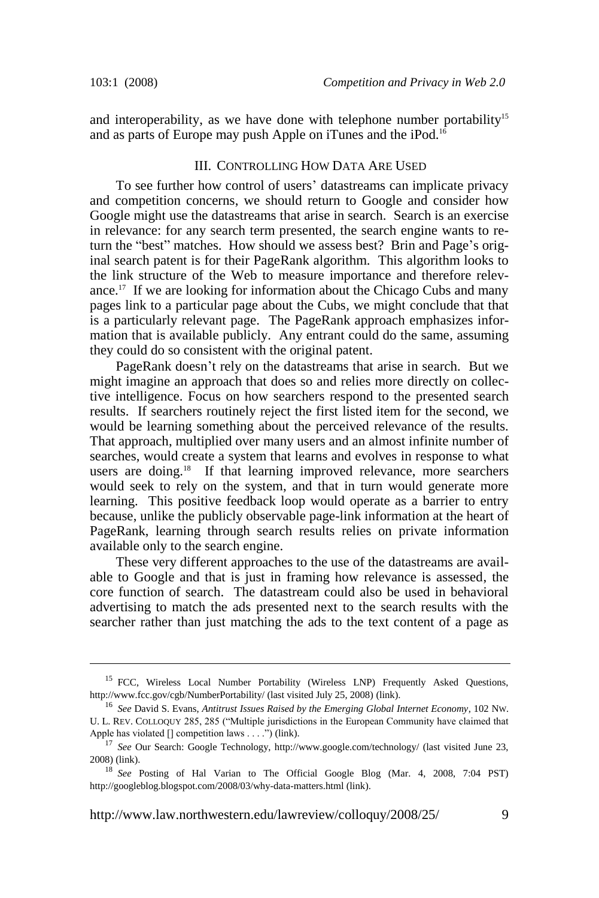and interoperability, as we have done with telephone number portability[15] and as parts of Europe may push Apple on iTunes and the iPod.[16]

## III. CONTROLLING HOW DATA ARE USED

To see further how control of users' datastreams can implicate privacy and competition concerns, we should return to Google and consider how Google might use the datastreams that arise in search. Search is an exercise in relevance: for any search term presented, the search engine wants to return the "best" matches. How should we assess best? Brin and Page's original search patent is for their PageRank algorithm. This algorithm looks to the link structure of the Web to measure importance and therefore relevance.[17] If we are looking for information about the Chicago Cubs and many pages link to a particular page about the Cubs, we might conclude that that is a particularly relevant page. The PageRank approach emphasizes information that is available publicly. Any entrant could do the same, assuming they could do so consistent with the original patent.

PageRank doesn't rely on the datastreams that arise in search. But we might imagine an approach that does so and relies more directly on collective intelligence. Focus on how searchers respond to the presented search results. If searchers routinely reject the first listed item for the second, we would be learning something about the perceived relevance of the results. That approach, multiplied over many users and an almost infinite number of searches, would create a system that learns and evolves in response to what users are doing.[18] If that learning improved relevance, more searchers would seek to rely on the system, and that in turn would generate more learning. This positive feedback loop would operate as a barrier to entry because, unlike the publicly observable page-link information at the heart of PageRank, learning through search results relies on private information available only to the search engine.

These very different approaches to the use of the datastreams are available to Google and that is just in framing how relevance is assessed, the core function of search. The datastream could also be used in behavioral advertising to match the ads presented next to the search results with the searcher rather than just matching the ads to the text content of a page as

---

[15] FCC, Wireless Local Number Portability (Wireless LNP) Frequently Asked Questions, http://www.fcc.gov/cgb/NumberPortability/ (last visited July 25, 2008) (link).

[16] *See* David S. Evans, *Antitrust Issues Raised by the Emerging Global Internet Economy*, 102 NW. U. L. REV. COLLOQUY 285, 285 ("Multiple jurisdictions in the European Community have claimed that Apple has violated [] competition laws . . . .") (link).

[17] *See* Our Search: Google Technology, http://www.google.com/technology/ (last visited June 23, 2008) (link).

[18] *See* Posting of Hal Varian to The Official Google Blog (Mar. 4, 2008, 7:04 PST) http://googleblog.blogspot.com/2008/03/why-data-matters.html (link).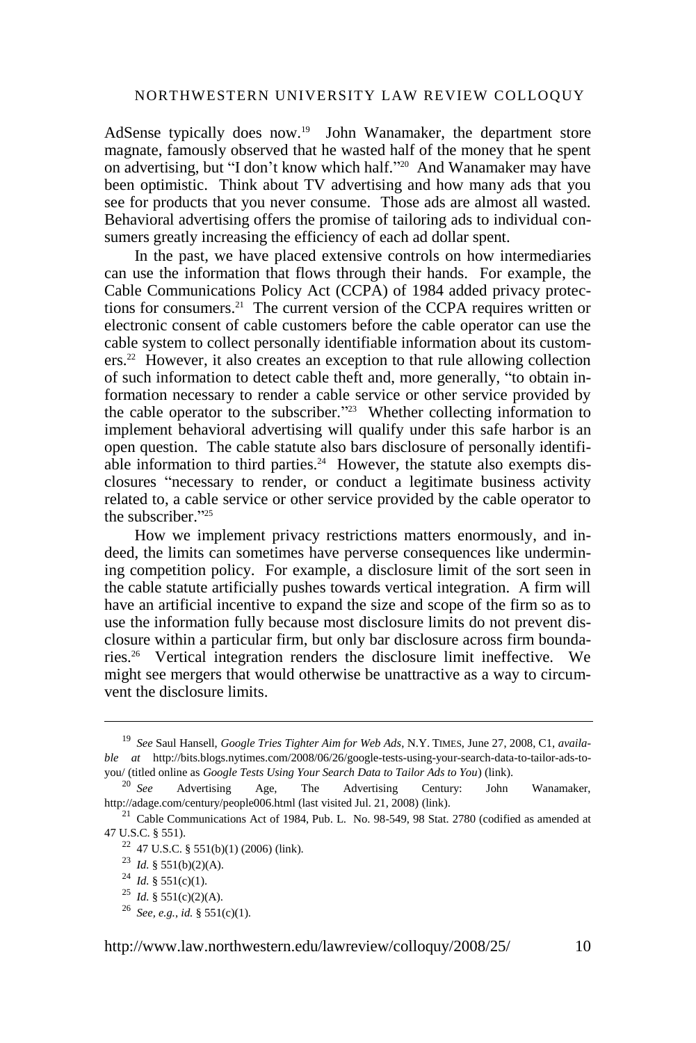AdSense typically does now.[19] John Wanamaker, the department store magnate, famously observed that he wasted half of the money that he spent on advertising, but "I don't know which half."[20] And Wanamaker may have been optimistic. Think about TV advertising and how many ads that you see for products that you never consume. Those ads are almost all wasted. Behavioral advertising offers the promise of tailoring ads to individual consumers greatly increasing the efficiency of each ad dollar spent.

In the past, we have placed extensive controls on how intermediaries can use the information that flows through their hands. For example, the Cable Communications Policy Act (CCPA) of 1984 added privacy protections for consumers.[21] The current version of the CCPA requires written or electronic consent of cable customers before the cable operator can use the cable system to collect personally identifiable information about its customers.[22] However, it also creates an exception to that rule allowing collection of such information to detect cable theft and, more generally, "to obtain information necessary to render a cable service or other service provided by the cable operator to the subscriber."[23] Whether collecting information to implement behavioral advertising will qualify under this safe harbor is an open question. The cable statute also bars disclosure of personally identifiable information to third parties.[24] However, the statute also exempts disclosures "necessary to render, or conduct a legitimate business activity related to, a cable service or other service provided by the cable operator to the subscriber."[25]

How we implement privacy restrictions matters enormously, and indeed, the limits can sometimes have perverse consequences like undermining competition policy. For example, a disclosure limit of the sort seen in the cable statute artificially pushes towards vertical integration. A firm will have an artificial incentive to expand the size and scope of the firm so as to use the information fully because most disclosure limits do not prevent disclosure within a particular firm, but only bar disclosure across firm boundaries.[26] Vertical integration renders the disclosure limit ineffective. We might see mergers that would otherwise be unattractive as a way to circumvent the disclosure limits.

---

[19] *See* Saul Hansell, *Google Tries Tighter Aim for Web Ads*, N.Y. TIMES, June 27, 2008, C1, *available at* http://bits.blogs.nytimes.com/2008/06/26/google-tests-using-your-search-data-to-tailor-ads-to-you/ (titled online as *Google Tests Using Your Search Data to Tailor Ads to You*) (link).

[20] *See* Advertising Age, The Advertising Century: John Wanamaker, http://adage.com/century/people006.html (last visited Jul. 21, 2008) (link).

[21] Cable Communications Act of 1984, Pub. L. No. 98-549, 98 Stat. 2780 (codified as amended at 47 U.S.C. § 551).

[22] 47 U.S.C. § 551(b)(1) (2006) (link).

[23] *Id.* § 551(b)(2)(A).

[24] *Id.* § 551(c)(1).

[25] *Id.* § 551(c)(2)(A).

[26] *See, e.g.*, *id.* § 551(c)(1).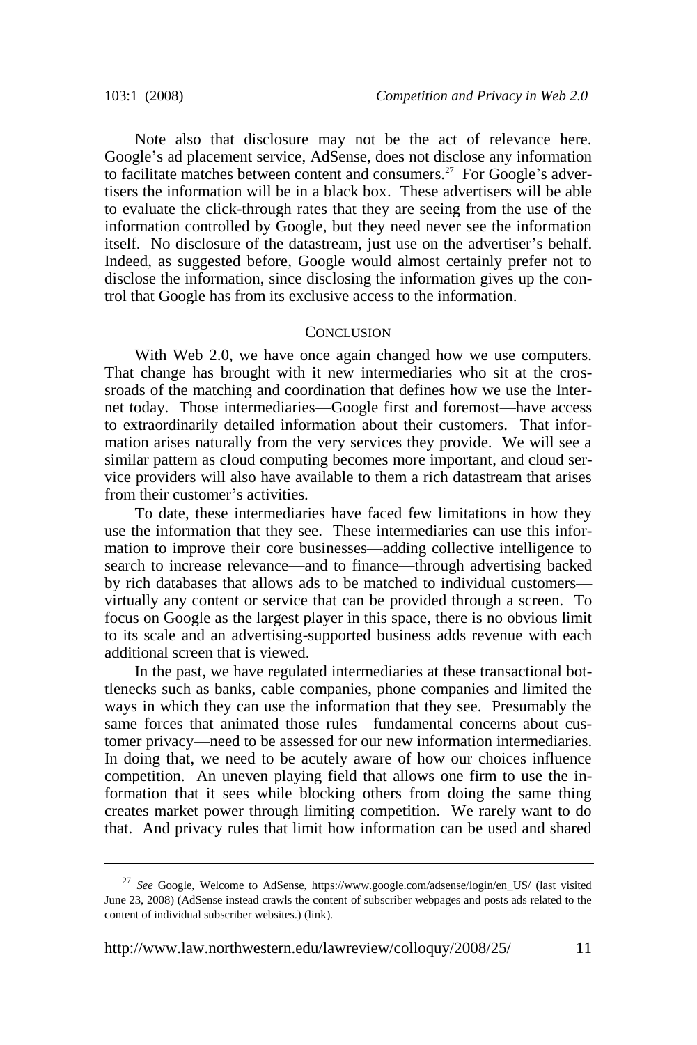Note also that disclosure may not be the act of relevance here. Google's ad placement service, AdSense, does not disclose any information to facilitate matches between content and consumers.[27] For Google's advertisers the information will be in a black box. These advertisers will be able to evaluate the click-through rates that they are seeing from the use of the information controlled by Google, but they need never see the information itself. No disclosure of the datastream, just use on the advertiser's behalf. Indeed, as suggested before, Google would almost certainly prefer not to disclose the information, since disclosing the information gives up the control that Google has from its exclusive access to the information.

## CONCLUSION

With Web 2.0, we have once again changed how we use computers. That change has brought with it new intermediaries who sit at the crossroads of the matching and coordination that defines how we use the Internet today. Those intermediaries—Google first and foremost—have access to extraordinarily detailed information about their customers. That information arises naturally from the very services they provide. We will see a similar pattern as cloud computing becomes more important, and cloud service providers will also have available to them a rich datastream that arises from their customer's activities.

To date, these intermediaries have faced few limitations in how they use the information that they see. These intermediaries can use this information to improve their core businesses—adding collective intelligence to search to increase relevance—and to finance—through advertising backed by rich databases that allows ads to be matched to individual customers—virtually any content or service that can be provided through a screen. To focus on Google as the largest player in this space, there is no obvious limit to its scale and an advertising-supported business adds revenue with each additional screen that is viewed.

In the past, we have regulated intermediaries at these transactional bottlenecks such as banks, cable companies, phone companies and limited the ways in which they can use the information that they see. Presumably the same forces that animated those rules—fundamental concerns about customer privacy—need to be assessed for our new information intermediaries. In doing that, we need to be acutely aware of how our choices influence competition. An uneven playing field that allows one firm to use the information that it sees while blocking others from doing the same thing creates market power through limiting competition. We rarely want to do that. And privacy rules that limit how information can be used and shared

---

[27] *See* Google, Welcome to AdSense, https://www.google.com/adsense/login/en_US/ (last visited June 23, 2008) (AdSense instead crawls the content of subscriber webpages and posts ads related to the content of individual subscriber websites.) (link).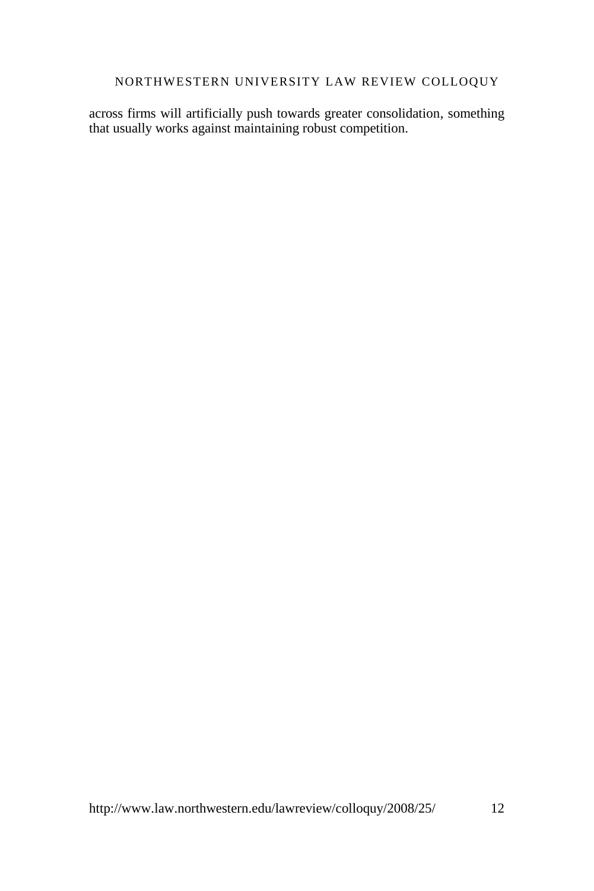across firms will artificially push towards greater consolidation, something that usually works against maintaining robust competition.